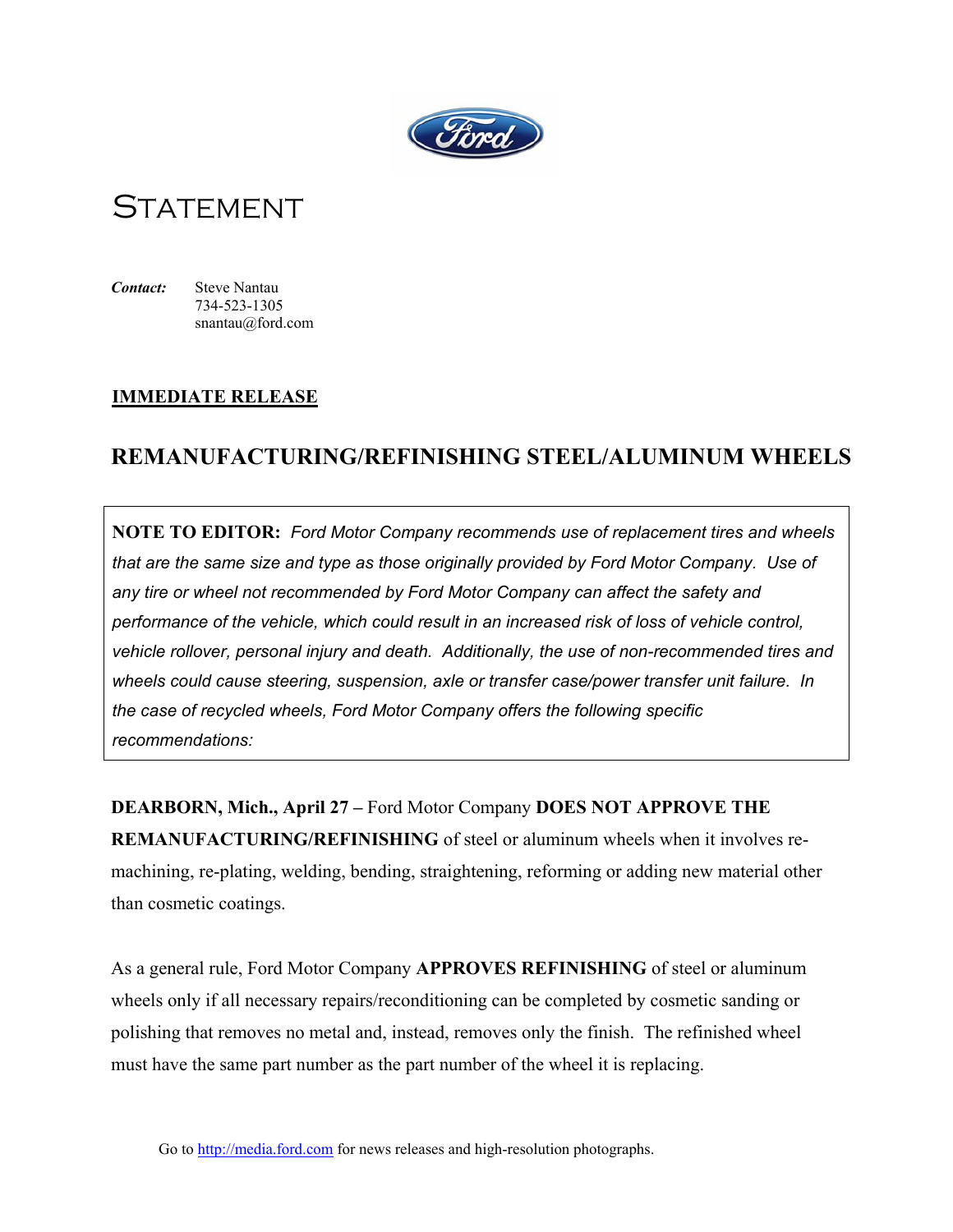# STATEMENT

***Contact:*** Steve Nantau
734-523-1305
snantau@ford.com

**IMMEDIATE RELEASE**

## REMANUFACTURING/REFINISHING STEEL/ALUMINUM WHEELS

**NOTE TO EDITOR:** *Ford Motor Company recommends use of replacement tires and wheels that are the same size and type as those originally provided by Ford Motor Company. Use of any tire or wheel not recommended by Ford Motor Company can affect the safety and performance of the vehicle, which could result in an increased risk of loss of vehicle control, vehicle rollover, personal injury and death. Additionally, the use of non-recommended tires and wheels could cause steering, suspension, axle or transfer case/power transfer unit failure. In the case of recycled wheels, Ford Motor Company offers the following specific recommendations:*

**DEARBORN, Mich., April 27 –** Ford Motor Company **DOES NOT APPROVE THE REMANUFACTURING/REFINISHING** of steel or aluminum wheels when it involves re-machining, re-plating, welding, bending, straightening, reforming or adding new material other than cosmetic coatings.

As a general rule, Ford Motor Company **APPROVES REFINISHING** of steel or aluminum wheels only if all necessary repairs/reconditioning can be completed by cosmetic sanding or polishing that removes no metal and, instead, removes only the finish. The refinished wheel must have the same part number as the part number of the wheel it is replacing.

Go to http://media.ford.com for news releases and high-resolution photographs.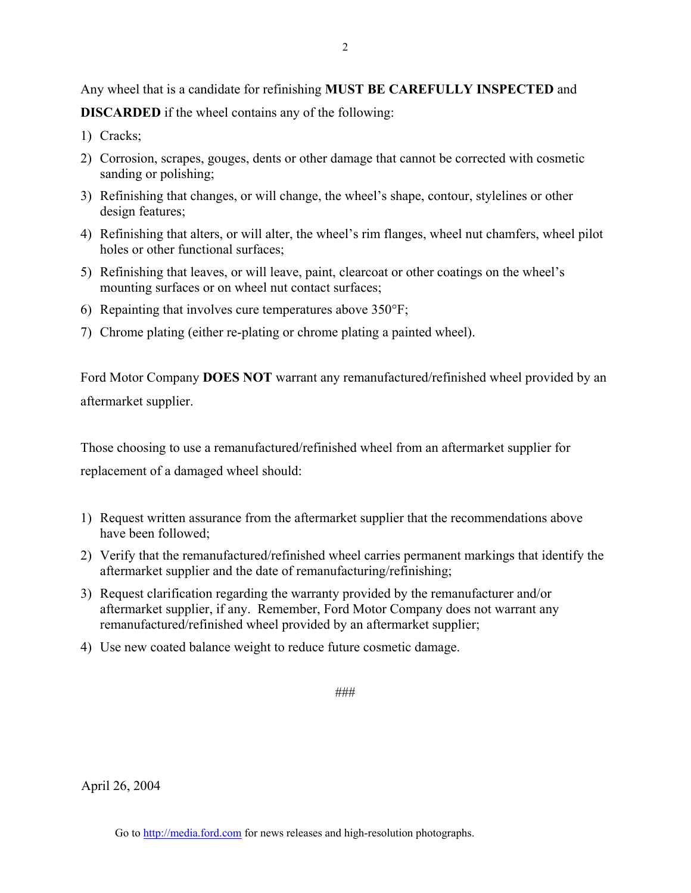Any wheel that is a candidate for refinishing **MUST BE CAREFULLY INSPECTED** and **DISCARDED** if the wheel contains any of the following:

1) Cracks;
2) Corrosion, scrapes, gouges, dents or other damage that cannot be corrected with cosmetic sanding or polishing;
3) Refinishing that changes, or will change, the wheel's shape, contour, stylelines or other design features;
4) Refinishing that alters, or will alter, the wheel's rim flanges, wheel nut chamfers, wheel pilot holes or other functional surfaces;
5) Refinishing that leaves, or will leave, paint, clearcoat or other coatings on the wheel's mounting surfaces or on wheel nut contact surfaces;
6) Repainting that involves cure temperatures above 350°F;
7) Chrome plating (either re-plating or chrome plating a painted wheel).

Ford Motor Company **DOES NOT** warrant any remanufactured/refinished wheel provided by an aftermarket supplier.

Those choosing to use a remanufactured/refinished wheel from an aftermarket supplier for replacement of a damaged wheel should:

1) Request written assurance from the aftermarket supplier that the recommendations above have been followed;
2) Verify that the remanufactured/refinished wheel carries permanent markings that identify the aftermarket supplier and the date of remanufacturing/refinishing;
3) Request clarification regarding the warranty provided by the remanufacturer and/or aftermarket supplier, if any. Remember, Ford Motor Company does not warrant any remanufactured/refinished wheel provided by an aftermarket supplier;
4) Use new coated balance weight to reduce future cosmetic damage.

###

April 26, 2004

Go to http://media.ford.com for news releases and high-resolution photographs.